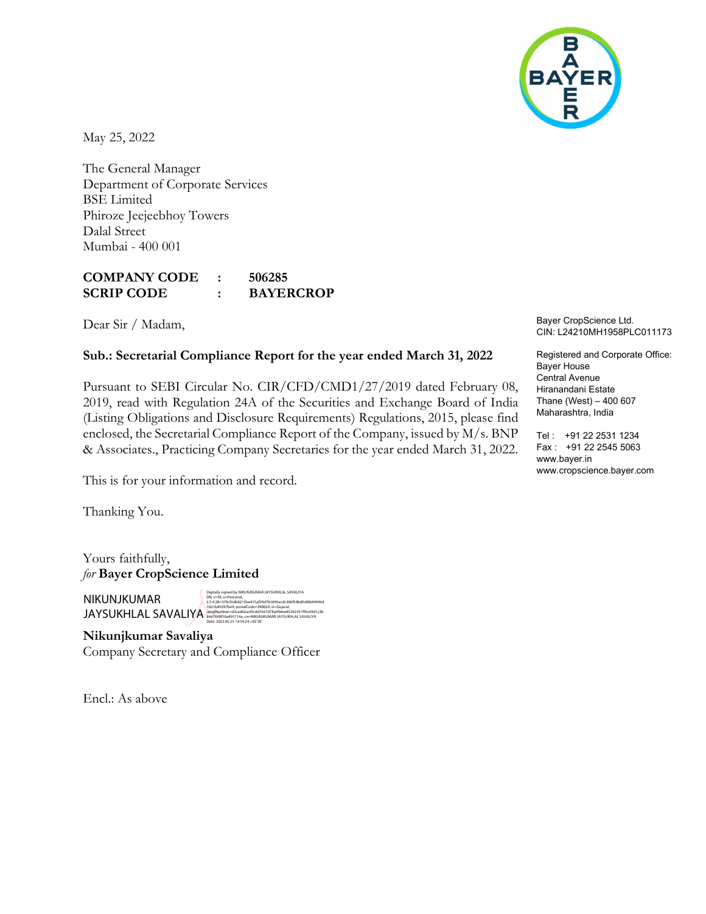May 25, 2022

The General Manager
Department of Corporate Services
BSE Limited
Phiroze Jeejeebhoy Towers
Dalal Street
Mumbai - 400 001

| | | |
|---|---|---|
| **COMPANY CODE** | **:** | **506285** |
| **SCRIP CODE** | **:** | **BAYERCROP** |

Bayer CropScience Ltd.
CIN: L24210MH1958PLC011173

Registered and Corporate Office:
Bayer House
Central Avenue
Hiranandani Estate
Thane (West) – 400 607
Maharashtra, India

Tel : +91 22 2531 1234
Fax : +91 22 2545 5063
www.bayer.in
www.cropscience.bayer.com

Dear Sir / Madam,

**Sub.: Secretarial Compliance Report for the year ended March 31, 2022**

Pursuant to SEBI Circular No. CIR/CFD/CMD1/27/2019 dated February 08, 2019, read with Regulation 24A of the Securities and Exchange Board of India (Listing Obligations and Disclosure Requirements) Regulations, 2015, please find enclosed, the Secretarial Compliance Report of the Company, issued by M/s. BNP & Associates., Practicing Company Secretaries for the year ended March 31, 2022.

This is for your information and record.

Thanking You.

Yours faithfully,
*for* **Bayer CropScience Limited**

NIKUNJKUMAR JAYSUKHLAL SAVALIYA

Digitally signed by NIKUNJKUMAR JAYSUKHLAL SAVALIYA
Date: 2022.05.25 14:59:24 +05'30'

**Nikunjkumar Savaliya**
Company Secretary and Compliance Officer

Encl.: As above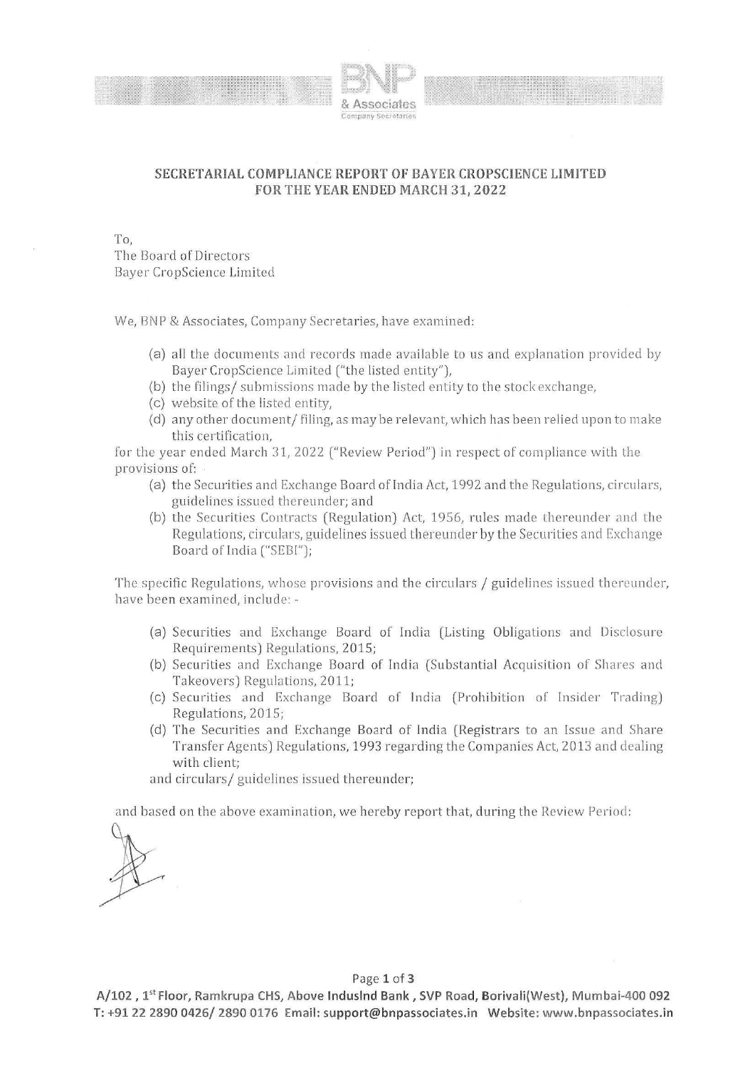## SECRETARIAL COMPLIANCE REPORT OF BAYER CROPSCIENCE LIMITED FOR THE YEAR ENDED MARCH 31, 2022

To,
The Board of Directors
Bayer CropScience Limited

We, BNP & Associates, Company Secretaries, have examined:

(a) all the documents and records made available to us and explanation provided by Bayer CropScience Limited ("the listed entity"),
(b) the filings/ submissions made by the listed entity to the stock exchange,
(c) website of the listed entity,
(d) any other document/ filing, as may be relevant, which has been relied upon to make this certification,

for the year ended March 31, 2022 ("Review Period") in respect of compliance with the provisions of:

(a) the Securities and Exchange Board of India Act, 1992 and the Regulations, circulars, guidelines issued thereunder; and
(b) the Securities Contracts (Regulation) Act, 1956, rules made thereunder and the Regulations, circulars, guidelines issued thereunder by the Securities and Exchange Board of India ("SEBI");

The specific Regulations, whose provisions and the circulars / guidelines issued thereunder, have been examined, include: -

(a) Securities and Exchange Board of India (Listing Obligations and Disclosure Requirements) Regulations, 2015;
(b) Securities and Exchange Board of India (Substantial Acquisition of Shares and Takeovers) Regulations, 2011;
(c) Securities and Exchange Board of India (Prohibition of Insider Trading) Regulations, 2015;
(d) The Securities and Exchange Board of India (Registrars to an Issue and Share Transfer Agents) Regulations, 1993 regarding the Companies Act, 2013 and dealing with client;

and circulars/ guidelines issued thereunder;

and based on the above examination, we hereby report that, during the Review Period: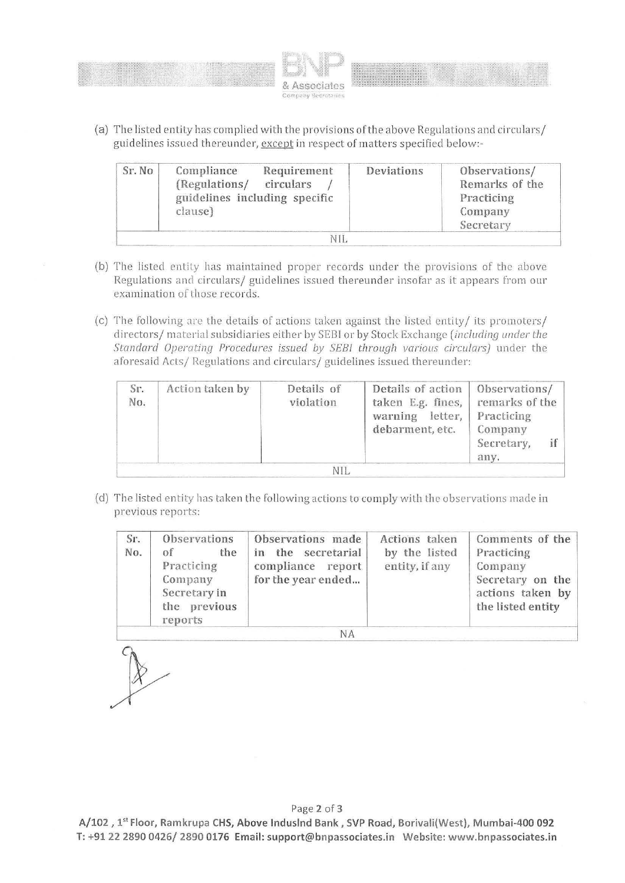(a) The listed entity has complied with the provisions of the above Regulations and circulars/ guidelines issued thereunder, except in respect of matters specified below:-

| Sr. No | Compliance Requirement (Regulations/ circulars / guidelines including specific clause) | Deviations | Observations/ Remarks of the Practicing Company Secretary |
|---|---|---|---|
| NIL | | | |

(b) The listed entity has maintained proper records under the provisions of the above Regulations and circulars/ guidelines issued thereunder insofar as it appears from our examination of those records.

(c) The following are the details of actions taken against the listed entity/ its promoters/ directors/ material subsidiaries either by SEBI or by Stock Exchange (*including under the Standard Operating Procedures issued by SEBI through various circulars*) under the aforesaid Acts/ Regulations and circulars/ guidelines issued thereunder:

| Sr. No. | Action taken by | Details of violation | Details of action taken E.g. fines, warning letter, debarment, etc. | Observations/ remarks of the Practicing Company Secretary, if any. |
|---|---|---|---|---|
| NIL | | | | |

(d) The listed entity has taken the following actions to comply with the observations made in previous reports:

| Sr. No. | Observations of the Practicing Company Secretary in the previous reports | Observations made in the secretarial compliance report for the year ended... | Actions taken by the listed entity, if any | Comments of the Practicing Company Secretary on the actions taken by the listed entity |
|---|---|---|---|---|
| NA | | | | |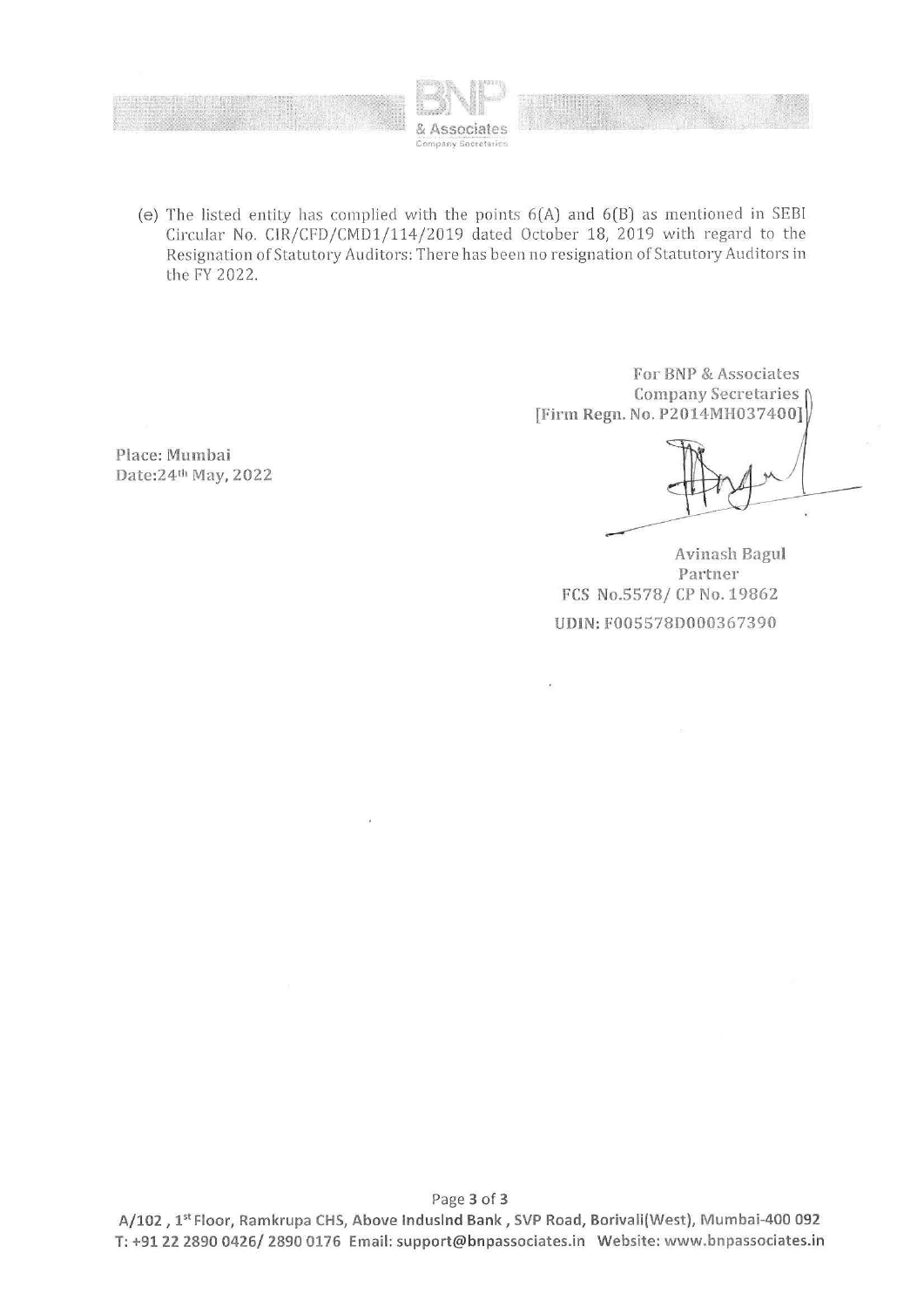(e) The listed entity has complied with the points 6(A) and 6(B) as mentioned in SEBI Circular No. CIR/CFD/CMD1/114/2019 dated October 18, 2019 with regard to the Resignation of Statutory Auditors: There has been no resignation of Statutory Auditors in the FY 2022.

For BNP & Associates
Company Secretaries
[Firm Regn. No. P2014MH037400]

Place: Mumbai
Date: 24th May, 2022

Avinash Bagul
Partner
FCS No.5578/ CP No. 19862
UDIN: F005578D000367390